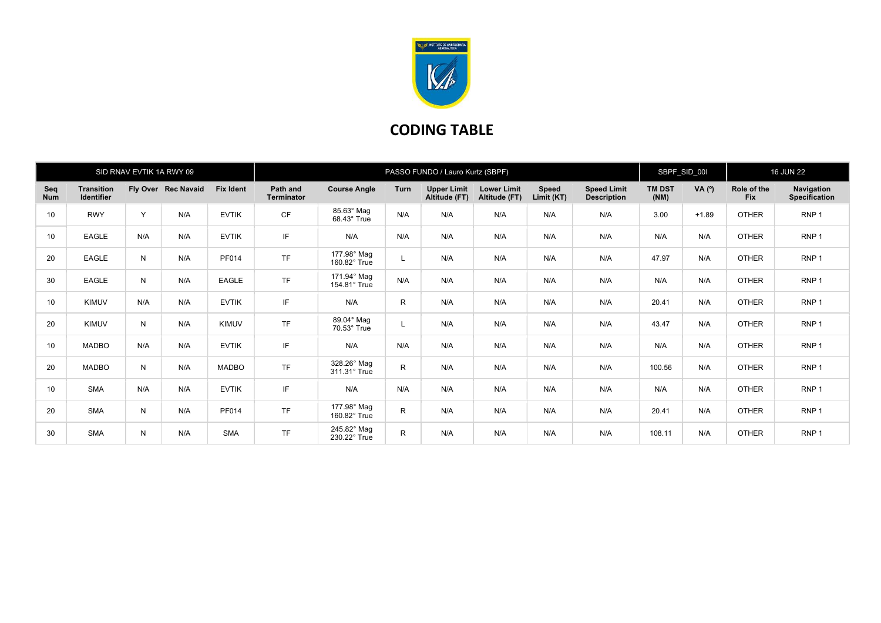# CODING TABLE

| SID RNAV EVTIK 1A RWY 09 | | | | PASSO FUNDO / Lauro Kurtz (SBPF) | | | | | | | SBPF_SID_00I | | 16 JUN 22 | |
|---|---|---|---|---|---|---|---|---|---|---|---|---|---|---|
| Seq Num | Transition Identifier | Fly Over | Rec Navaid | Fix Ident | Path and Terminator | Course Angle | Turn | Upper Limit Altitude (FT) | Lower Limit Altitude (FT) | Speed Limit (KT) | Speed Limit Description | TM DST (NM) | VA (º) | Role of the Fix | Navigation Specification |
| 10 | RWY | Y | N/A | EVTIK | CF | 85.63° Mag 68.43° True | N/A | N/A | N/A | N/A | N/A | 3.00 | +1.89 | OTHER | RNP 1 |
| 10 | EAGLE | N/A | N/A | EVTIK | IF | N/A | N/A | N/A | N/A | N/A | N/A | N/A | N/A | OTHER | RNP 1 |
| 20 | EAGLE | N | N/A | PF014 | TF | 177.98° Mag 160.82° True | L | N/A | N/A | N/A | N/A | 47.97 | N/A | OTHER | RNP 1 |
| 30 | EAGLE | N | N/A | EAGLE | TF | 171.94° Mag 154.81° True | N/A | N/A | N/A | N/A | N/A | N/A | N/A | OTHER | RNP 1 |
| 10 | KIMUV | N/A | N/A | EVTIK | IF | N/A | R | N/A | N/A | N/A | N/A | 20.41 | N/A | OTHER | RNP 1 |
| 20 | KIMUV | N | N/A | KIMUV | TF | 89.04° Mag 70.53° True | L | N/A | N/A | N/A | N/A | 43.47 | N/A | OTHER | RNP 1 |
| 10 | MADBO | N/A | N/A | EVTIK | IF | N/A | N/A | N/A | N/A | N/A | N/A | N/A | N/A | OTHER | RNP 1 |
| 20 | MADBO | N | N/A | MADBO | TF | 328.26° Mag 311.31° True | R | N/A | N/A | N/A | N/A | 100.56 | N/A | OTHER | RNP 1 |
| 10 | SMA | N/A | N/A | EVTIK | IF | N/A | N/A | N/A | N/A | N/A | N/A | N/A | N/A | OTHER | RNP 1 |
| 20 | SMA | N | N/A | PF014 | TF | 177.98° Mag 160.82° True | R | N/A | N/A | N/A | N/A | 20.41 | N/A | OTHER | RNP 1 |
| 30 | SMA | N | N/A | SMA | TF | 245.82° Mag 230.22° True | R | N/A | N/A | N/A | N/A | 108.11 | N/A | OTHER | RNP 1 |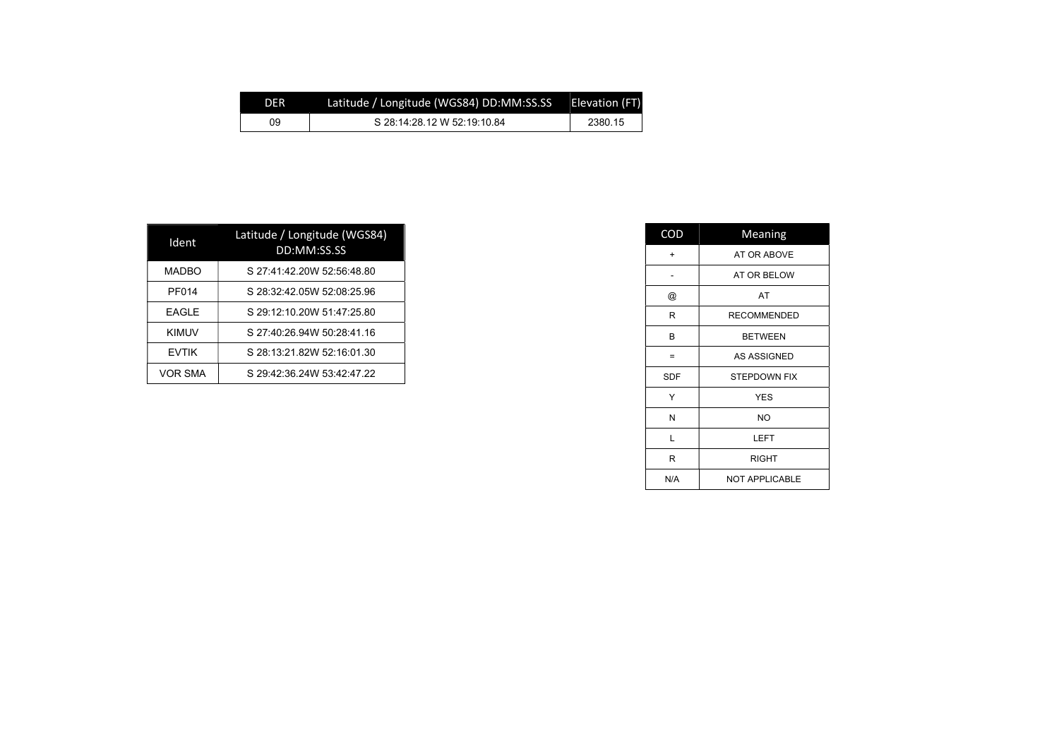| DER | Latitude / Longitude (WGS84) DD:MM:SS.SS | Elevation (FT) |
|---|---|---|
| 09 | S 28:14:28.12 W 52:19:10.84 | 2380.15 |

| Ident | Latitude / Longitude (WGS84) DD:MM:SS.SS |
|---|---|
| MADBO | S 27:41:42.20W 52:56:48.80 |
| PF014 | S 28:32:42.05W 52:08:25.96 |
| EAGLE | S 29:12:10.20W 51:47:25.80 |
| KIMUV | S 27:40:26.94W 50:28:41.16 |
| EVTIK | S 28:13:21.82W 52:16:01.30 |
| VOR SMA | S 29:42:36.24W 53:42:47.22 |

| COD | Meaning |
|---|---|
| + | AT OR ABOVE |
| - | AT OR BELOW |
| @ | AT |
| R | RECOMMENDED |
| B | BETWEEN |
| = | AS ASSIGNED |
| SDF | STEPDOWN FIX |
| Y | YES |
| N | NO |
| L | LEFT |
| R | RIGHT |
| N/A | NOT APPLICABLE |